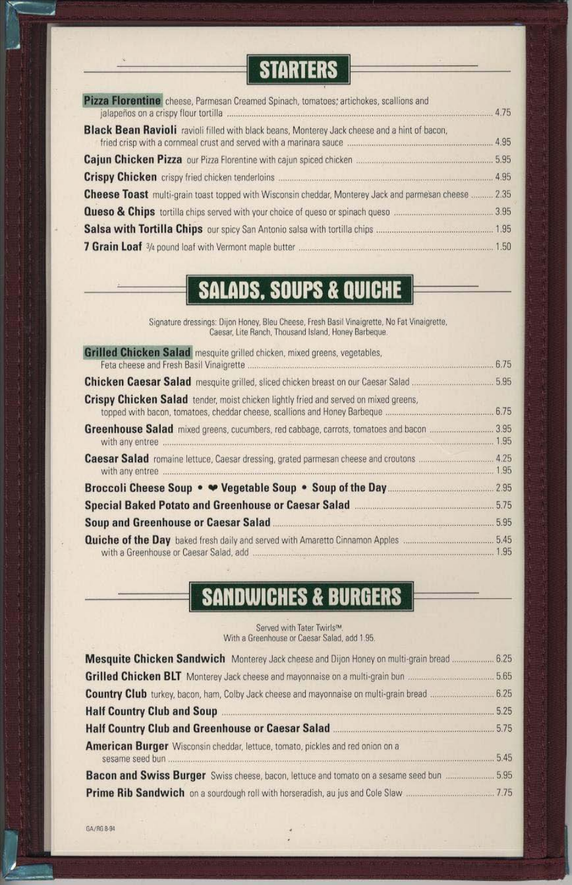## STARTERS

**Pizza Florentine** cheese, Parmesan Creamed Spinach, tomatoes, artichokes, scallions and jalapeños on a crispy flour tortilla ..... 4.75

**Black Bean Ravioli** ravioli filled with black beans, Monterey Jack cheese and a hint of bacon, fried crisp with a cornmeal crust and served with a marinara sauce ..... 4.95

**Cajun Chicken Pizza** our Pizza Florentine with cajun spiced chicken ..... 5.95

**Crispy Chicken** crispy fried chicken tenderloins ..... 4.95

**Cheese Toast** multi-grain toast topped with Wisconsin cheddar, Monterey Jack and parmesan cheese ..... 2.35

**Queso & Chips** tortilla chips served with your choice of queso or spinach queso ..... 3.95

**Salsa with Tortilla Chips** our spicy San Antonio salsa with tortilla chips ..... 1.95

**7 Grain Loaf** ¾ pound loaf with Vermont maple butter ..... 1.50

## SALADS, SOUPS & QUICHE

Signature dressings: Dijon Honey, Bleu Cheese, Fresh Basil Vinaigrette, No Fat Vinaigrette, Caesar, Lite Ranch, Thousand Island, Honey Barbeque.

**Grilled Chicken Salad** mesquite grilled chicken, mixed greens, vegetables, Feta cheese and Fresh Basil Vinaigrette ..... 6.75

**Chicken Caesar Salad** mesquite grilled, sliced chicken breast on our Caesar Salad ..... 5.95

**Crispy Chicken Salad** tender, moist chicken lightly fried and served on mixed greens, topped with bacon, tomatoes, cheddar cheese, scallions and Honey Barbeque ..... 6.75

**Greenhouse Salad** mixed greens, cucumbers, red cabbage, carrots, tomatoes and bacon ..... 3.95
with any entree ..... 1.95

**Caesar Salad** romaine lettuce, Caesar dressing, grated parmesan cheese and croutons ..... 4.25
with any entree ..... 1.95

**Broccoli Cheese Soup • ❤ Vegetable Soup • Soup of the Day** ..... 2.95

**Special Baked Potato and Greenhouse or Caesar Salad** ..... 5.75

**Soup and Greenhouse or Caesar Salad** ..... 5.95

**Quiche of the Day** baked fresh daily and served with Amaretto Cinnamon Apples ..... 5.45
with a Greenhouse or Caesar Salad, add ..... 1.95

## SANDWICHES & BURGERS

Served with Tater Twirls™.
With a Greenhouse or Caesar Salad, add 1.95.

**Mesquite Chicken Sandwich** Monterey Jack cheese and Dijon Honey on multi-grain bread ..... 6.25

**Grilled Chicken BLT** Monterey Jack cheese and mayonnaise on a multi-grain bun ..... 5.65

**Country Club** turkey, bacon, ham, Colby Jack cheese and mayonnaise on multi-grain bread ..... 6.25

**Half Country Club and Soup** ..... 5.25

**Half Country Club and Greenhouse or Caesar Salad** ..... 5.75

**American Burger** Wisconsin cheddar, lettuce, tomato, pickles and red onion on a sesame seed bun ..... 5.45

**Bacon and Swiss Burger** Swiss cheese, bacon, lettuce and tomato on a sesame seed bun ..... 5.95

**Prime Rib Sandwich** on a sourdough roll with horseradish, au jus and Cole Slaw ..... 7.75

GA/RG 8-94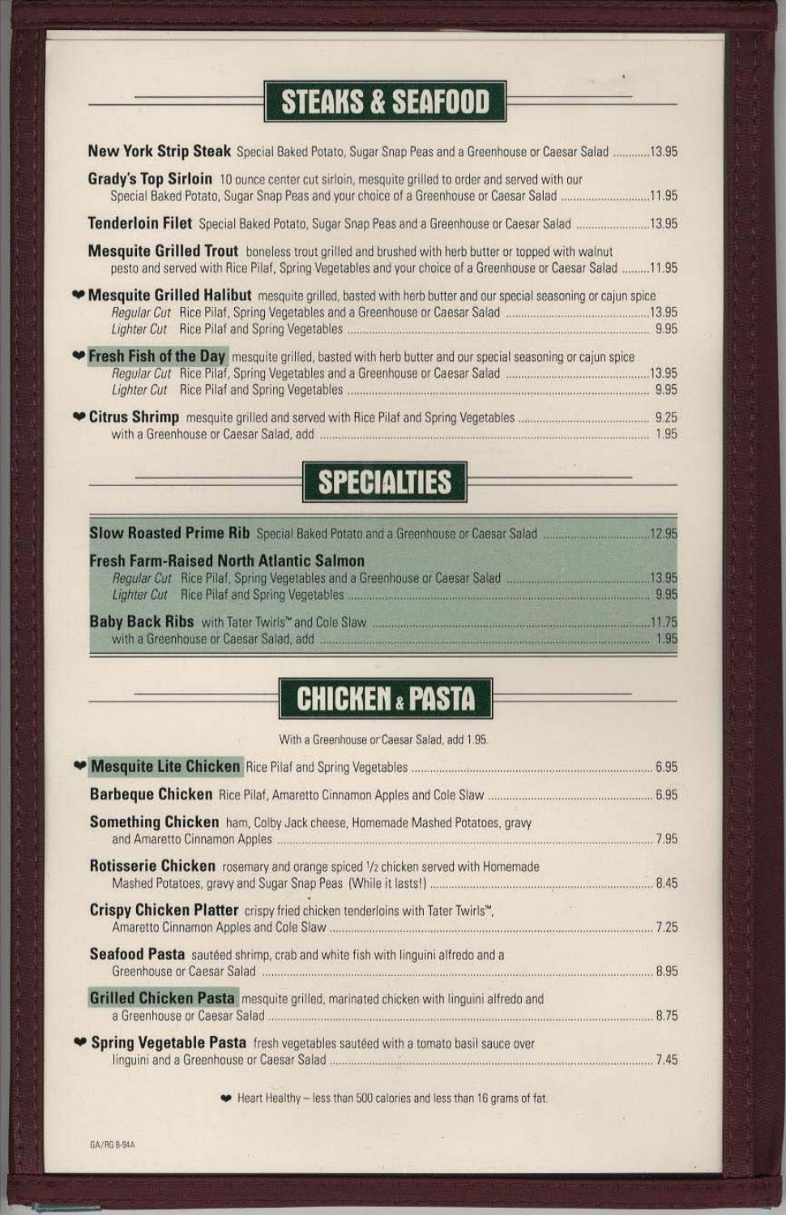## STEAKS & SEAFOOD

**New York Strip Steak** Special Baked Potato, Sugar Snap Peas and a Greenhouse or Caesar Salad ............13.95

**Grady's Top Sirloin** 10 ounce center cut sirloin, mesquite grilled to order and served with our Special Baked Potato, Sugar Snap Peas and your choice of a Greenhouse or Caesar Salad ............11.95

**Tenderloin Filet** Special Baked Potato, Sugar Snap Peas and a Greenhouse or Caesar Salad ............13.95

**Mesquite Grilled Trout** boneless trout grilled and brushed with herb butter or topped with walnut pesto and served with Rice Pilaf, Spring Vegetables and your choice of a Greenhouse or Caesar Salad ............11.95

❤ **Mesquite Grilled Halibut** mesquite grilled, basted with herb butter and our special seasoning or cajun spice
- *Regular Cut* Rice Pilaf, Spring Vegetables and a Greenhouse or Caesar Salad ............13.95
- *Lighter Cut* Rice Pilaf and Spring Vegetables ............9.95

❤ **Fresh Fish of the Day** mesquite grilled, basted with herb butter and our special seasoning or cajun spice
- *Regular Cut* Rice Pilaf, Spring Vegetables and a Greenhouse or Caesar Salad ............13.95
- *Lighter Cut* Rice Pilaf and Spring Vegetables ............9.95

❤ **Citrus Shrimp** mesquite grilled and served with Rice Pilaf and Spring Vegetables ............9.25
with a Greenhouse or Caesar Salad, add ............1.95

## SPECIALTIES

**Slow Roasted Prime Rib** Special Baked Potato and a Greenhouse or Caesar Salad ............12.95

**Fresh Farm-Raised North Atlantic Salmon**
- *Regular Cut* Rice Pilaf, Spring Vegetables and a Greenhouse or Caesar Salad ............13.95
- *Lighter Cut* Rice Pilaf and Spring Vegetables ............9.95

**Baby Back Ribs** with Tater Twirls™ and Cole Slaw ............11.75
with a Greenhouse or Caesar Salad, add ............1.95

## CHICKEN & PASTA

With a Greenhouse or Caesar Salad, add 1.95.

❤ **Mesquite Lite Chicken** Rice Pilaf and Spring Vegetables ............6.95

**Barbeque Chicken** Rice Pilaf, Amaretto Cinnamon Apples and Cole Slaw ............6.95

**Something Chicken** ham, Colby Jack cheese, Homemade Mashed Potatoes, gravy and Amaretto Cinnamon Apples ............7.95

**Rotisserie Chicken** rosemary and orange spiced ½ chicken served with Homemade Mashed Potatoes, gravy and Sugar Snap Peas (While it lasts!) ............8.45

**Crispy Chicken Platter** crispy fried chicken tenderloins with Tater Twirls™, Amaretto Cinnamon Apples and Cole Slaw ............7.25

**Seafood Pasta** sautéed shrimp, crab and white fish with linguini alfredo and a Greenhouse or Caesar Salad ............8.95

**Grilled Chicken Pasta** mesquite grilled, marinated chicken with linguini alfredo and a Greenhouse or Caesar Salad ............8.75

❤ **Spring Vegetable Pasta** fresh vegetables sautéed with a tomato basil sauce over linguini and a Greenhouse or Caesar Salad ............7.45

❤ Heart Healthy – less than 500 calories and less than 16 grams of fat.

GA/RG 8-94A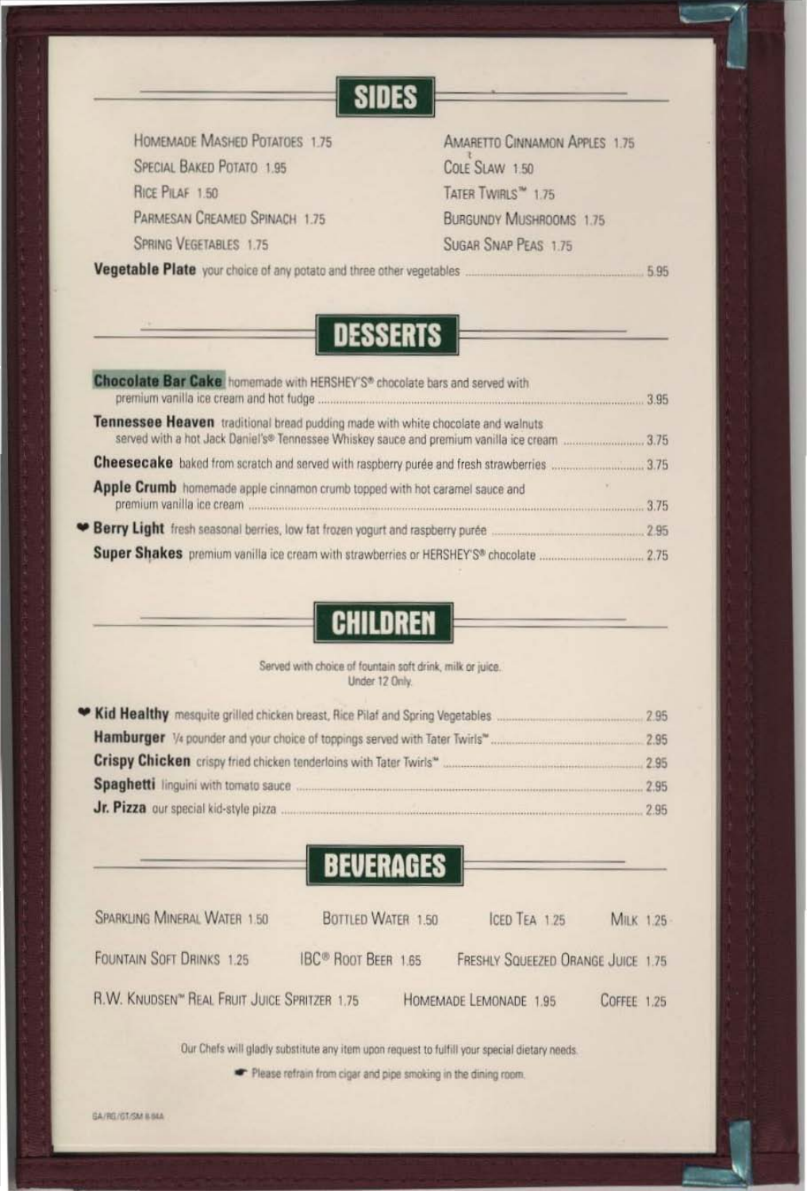## SIDES

- Homemade Mashed Potatoes 1.75
- Special Baked Potato 1.95
- Rice Pilaf 1.50
- Parmesan Creamed Spinach 1.75
- Spring Vegetables 1.75
- Amaretto Cinnamon Apples 1.75
- Cole Slaw 1.50
- Tater Twirls™ 1.75
- Burgundy Mushrooms 1.75
- Sugar Snap Peas 1.75

**Vegetable Plate** your choice of any potato and three other vegetables ........ 5.95

## DESSERTS

**Chocolate Bar Cake** homemade with HERSHEY'S® chocolate bars and served with premium vanilla ice cream and hot fudge ........ 3.95

**Tennessee Heaven** traditional bread pudding made with white chocolate and walnuts served with a hot Jack Daniel's® Tennessee Whiskey sauce and premium vanilla ice cream ........ 3.75

**Cheesecake** baked from scratch and served with raspberry purée and fresh strawberries ........ 3.75

**Apple Crumb** homemade apple cinnamon crumb topped with hot caramel sauce and premium vanilla ice cream ........ 3.75

❤ **Berry Light** fresh seasonal berries, low fat frozen yogurt and raspberry purée ........ 2.95

**Super Shakes** premium vanilla ice cream with strawberries or HERSHEY'S® chocolate ........ 2.75

## CHILDREN

Served with choice of fountain soft drink, milk or juice.
Under 12 Only.

❤ **Kid Healthy** mesquite grilled chicken breast, Rice Pilaf and Spring Vegetables ........ 2.95

**Hamburger** ¼ pounder and your choice of toppings served with Tater Twirls™ ........ 2.95

**Crispy Chicken** crispy fried chicken tenderloins with Tater Twirls™ ........ 2.95

**Spaghetti** linguini with tomato sauce ........ 2.95

**Jr. Pizza** our special kid-style pizza ........ 2.95

## BEVERAGES

- Sparkling Mineral Water 1.50
- Bottled Water 1.50
- Iced Tea 1.25
- Milk 1.25
- Fountain Soft Drinks 1.25
- IBC® Root Beer 1.65
- Freshly Squeezed Orange Juice 1.75
- R.W. Knudsen™ Real Fruit Juice Spritzer 1.75
- Homemade Lemonade 1.95
- Coffee 1.25

Our Chefs will gladly substitute any item upon request to fulfill your special dietary needs.

☛ Please refrain from cigar and pipe smoking in the dining room.

GA/RG/GT/SM 6-94A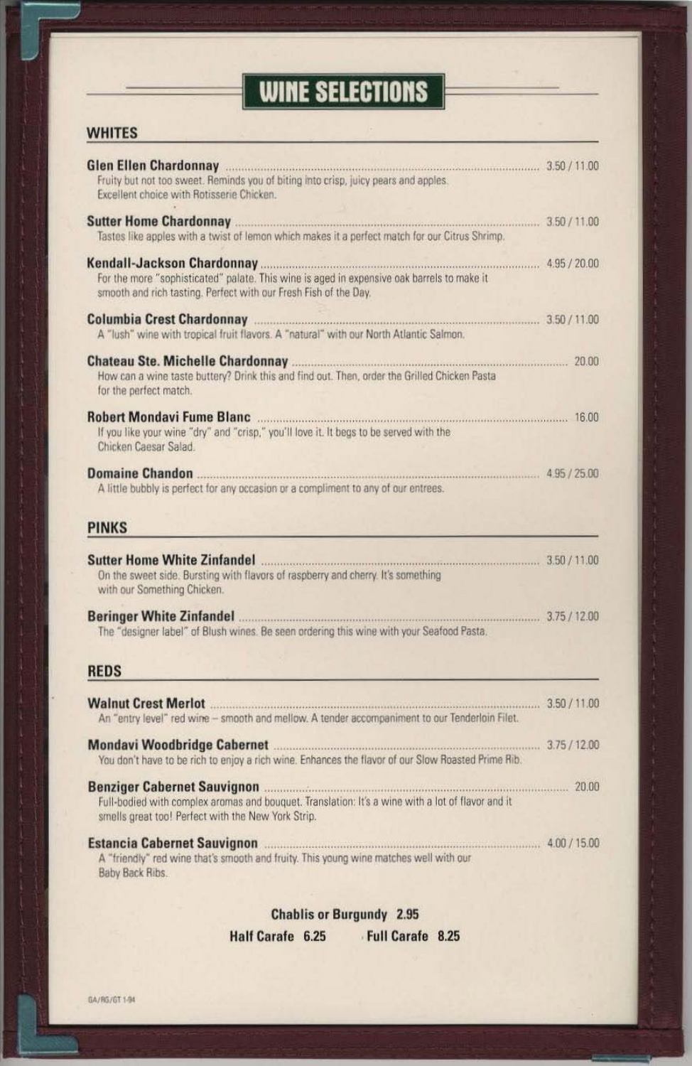# WINE SELECTIONS

## WHITES

**Glen Ellen Chardonnay** ........ 3.50 / 11.00
Fruity but not too sweet. Reminds you of biting into crisp, juicy pears and apples. Excellent choice with Rotisserie Chicken.

**Sutter Home Chardonnay** ........ 3.50 / 11.00
Tastes like apples with a twist of lemon which makes it a perfect match for our Citrus Shrimp.

**Kendall-Jackson Chardonnay** ........ 4.95 / 20.00
For the more "sophisticated" palate. This wine is aged in expensive oak barrels to make it smooth and rich tasting. Perfect with our Fresh Fish of the Day.

**Columbia Crest Chardonnay** ........ 3.50 / 11.00
A "lush" wine with tropical fruit flavors. A "natural" with our North Atlantic Salmon.

**Chateau Ste. Michelle Chardonnay** ........ 20.00
How can a wine taste buttery? Drink this and find out. Then, order the Grilled Chicken Pasta for the perfect match.

**Robert Mondavi Fume Blanc** ........ 16.00
If you like your wine "dry" and "crisp," you'll love it. It begs to be served with the Chicken Caesar Salad.

**Domaine Chandon** ........ 4.95 / 25.00
A little bubbly is perfect for any occasion or a compliment to any of our entrees.

## PINKS

**Sutter Home White Zinfandel** ........ 3.50 / 11.00
On the sweet side. Bursting with flavors of raspberry and cherry. It's something with our Something Chicken.

**Beringer White Zinfandel** ........ 3.75 / 12.00
The "designer label" of Blush wines. Be seen ordering this wine with your Seafood Pasta.

## REDS

**Walnut Crest Merlot** ........ 3.50 / 11.00
An "entry level" red wine – smooth and mellow. A tender accompaniment to our Tenderloin Filet.

**Mondavi Woodbridge Cabernet** ........ 3.75 / 12.00
You don't have to be rich to enjoy a rich wine. Enhances the flavor of our Slow Roasted Prime Rib.

**Benziger Cabernet Sauvignon** ........ 20.00
Full-bodied with complex aromas and bouquet. Translation: It's a wine with a lot of flavor and it smells great too! Perfect with the New York Strip.

**Estancia Cabernet Sauvignon** ........ 4.00 / 15.00
A "friendly" red wine that's smooth and fruity. This young wine matches well with our Baby Back Ribs.

**Chablis or Burgundy 2.95**

**Half Carafe 6.25** **Full Carafe 8.25**

GA/RG/GT 1-94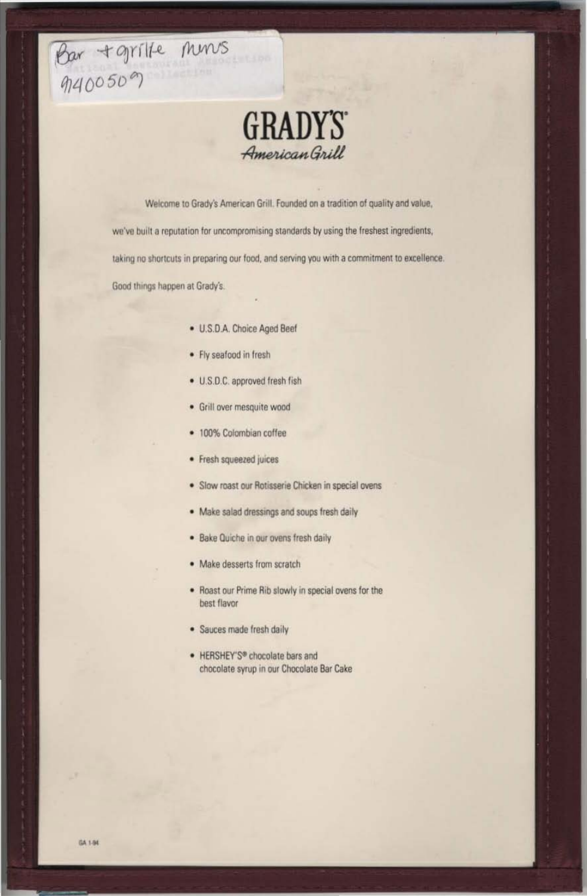Bar + grille menus
9400509

# GRADY'S®
*American Grill*

Welcome to Grady's American Grill. Founded on a tradition of quality and value, we've built a reputation for uncompromising standards by using the freshest ingredients, taking no shortcuts in preparing our food, and serving you with a commitment to excellence. Good things happen at Grady's.

- U.S.D.A. Choice Aged Beef
- Fly seafood in fresh
- U.S.D.C. approved fresh fish
- Grill over mesquite wood
- 100% Colombian coffee
- Fresh squeezed juices
- Slow roast our Rotisserie Chicken in special ovens
- Make salad dressings and soups fresh daily
- Bake Quiche in our ovens fresh daily
- Make desserts from scratch
- Roast our Prime Rib slowly in special ovens for the best flavor
- Sauces made fresh daily
- HERSHEY'S® chocolate bars and chocolate syrup in our Chocolate Bar Cake

GA 1-94